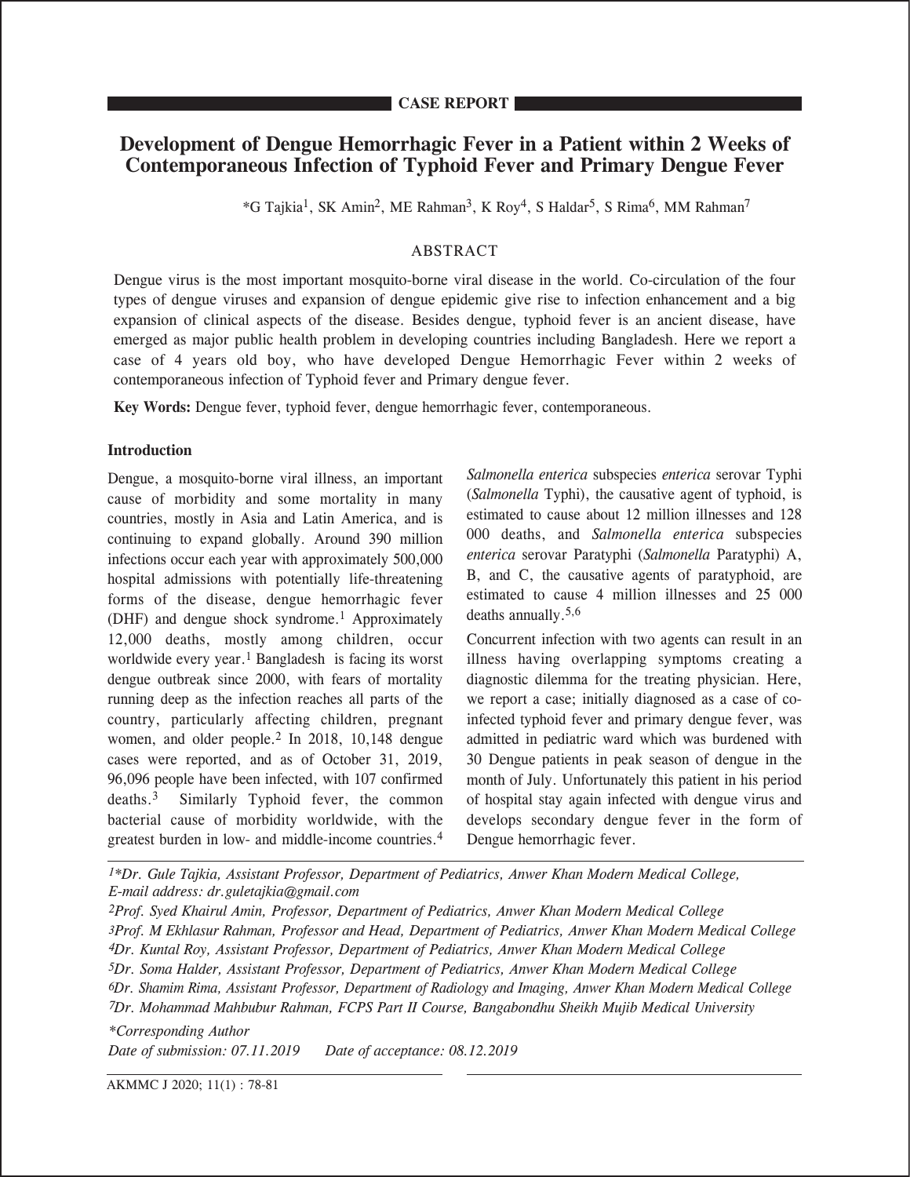CASE REPORT

# Development of Dengue Hemorrhagic Fever in a Patient within 2 Weeks of Contemporaneous Infection of Typhoid Fever and Primary Dengue Fever

*G Tajkia[1], SK Amin[2], ME Rahman[3], K Roy[4], S Haldar[5], S Rima[6], MM Rahman[7]

## ABSTRACT

Dengue virus is the most important mosquito-borne viral disease in the world. Co-circulation of the four types of dengue viruses and expansion of dengue epidemic give rise to infection enhancement and a big expansion of clinical aspects of the disease. Besides dengue, typhoid fever is an ancient disease, have emerged as major public health problem in developing countries including Bangladesh. Here we report a case of 4 years old boy, who have developed Dengue Hemorrhagic Fever within 2 weeks of contemporaneous infection of Typhoid fever and Primary dengue fever.

**Key Words:** Dengue fever, typhoid fever, dengue hemorrhagic fever, contemporaneous.

## Introduction

Dengue, a mosquito-borne viral illness, an important cause of morbidity and some mortality in many countries, mostly in Asia and Latin America, and is continuing to expand globally. Around 390 million infections occur each year with approximately 500,000 hospital admissions with potentially life-threatening forms of the disease, dengue hemorrhagic fever (DHF) and dengue shock syndrome.[1] Approximately 12,000 deaths, mostly among children, occur worldwide every year.[1] Bangladesh is facing its worst dengue outbreak since 2000, with fears of mortality running deep as the infection reaches all parts of the country, particularly affecting children, pregnant women, and older people.[2] In 2018, 10,148 dengue cases were reported, and as of October 31, 2019, 96,096 people have been infected, with 107 confirmed deaths.[3] Similarly Typhoid fever, the common bacterial cause of morbidity worldwide, with the greatest burden in low- and middle-income countries.[4] *Salmonella enterica* subspecies *enterica* serovar Typhi (*Salmonella* Typhi), the causative agent of typhoid, is estimated to cause about 12 million illnesses and 128 000 deaths, and *Salmonella enterica* subspecies *enterica* serovar Paratyphi (*Salmonella* Paratyphi) A, B, and C, the causative agents of paratyphoid, are estimated to cause 4 million illnesses and 25 000 deaths annually.[5,6]

Concurrent infection with two agents can result in an illness having overlapping symptoms creating a diagnostic dilemma for the treating physician. Here, we report a case; initially diagnosed as a case of co-infected typhoid fever and primary dengue fever, was admitted in pediatric ward which was burdened with 30 Dengue patients in peak season of dengue in the month of July. Unfortunately this patient in his period of hospital stay again infected with dengue virus and develops secondary dengue fever in the form of Dengue hemorrhagic fever.

---

*1\*Dr. Gule Tajkia, Assistant Professor, Department of Pediatrics, Anwer Khan Modern Medical College, E-mail address: dr.guletajkia@gmail.com*

*2Prof. Syed Khairul Amin, Professor, Department of Pediatrics, Anwer Khan Modern Medical College*

*3Prof. M Ekhlasur Rahman, Professor and Head, Department of Pediatrics, Anwer Khan Modern Medical College*

*4Dr. Kuntal Roy, Assistant Professor, Department of Pediatrics, Anwer Khan Modern Medical College*

*5Dr. Soma Halder, Assistant Professor, Department of Pediatrics, Anwer Khan Modern Medical College*

*6Dr. Shamim Rima, Assistant Professor, Department of Radiology and Imaging, Anwer Khan Modern Medical College*

*7Dr. Mohammad Mahbubur Rahman, FCPS Part II Course, Bangabondhu Sheikh Mujib Medical University*

*\*Corresponding Author*

*Date of submission: 07.11.2019 Date of acceptance: 08.12.2019*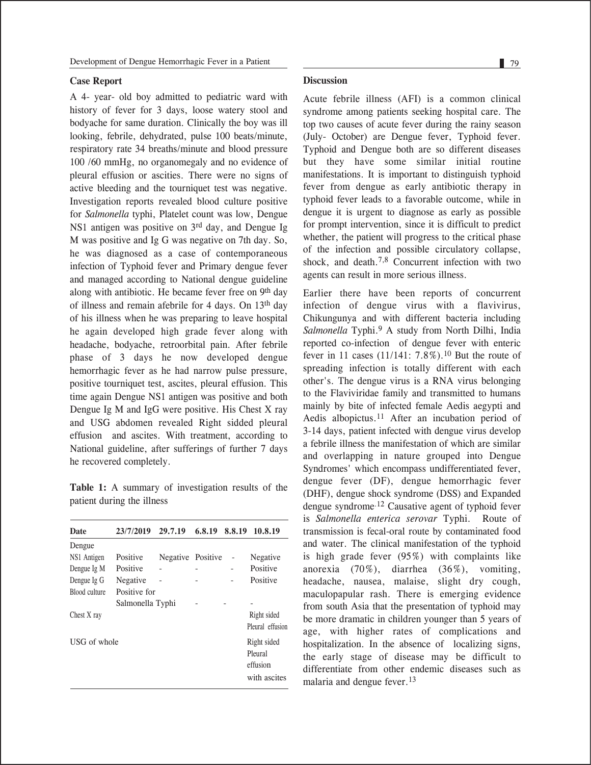## Case Report

A 4- year- old boy admitted to pediatric ward with history of fever for 3 days, loose watery stool and bodyache for same duration. Clinically the boy was ill looking, febrile, dehydrated, pulse 100 beats/minute, respiratory rate 34 breaths/minute and blood pressure 100 /60 mmHg, no organomegaly and no evidence of pleural effusion or ascities. There were no signs of active bleeding and the tourniquet test was negative. Investigation reports revealed blood culture positive for *Salmonella* typhi, Platelet count was low, Dengue NS1 antigen was positive on 3rd day, and Dengue Ig M was positive and Ig G was negative on 7th day. So, he was diagnosed as a case of contemporaneous infection of Typhoid fever and Primary dengue fever and managed according to National dengue guideline along with antibiotic. He became fever free on 9th day of illness and remain afebrile for 4 days. On 13th day of his illness when he was preparing to leave hospital he again developed high grade fever along with headache, bodyache, retroorbital pain. After febrile phase of 3 days he now developed dengue hemorrhagic fever as he had narrow pulse pressure, positive tourniquet test, ascites, pleural effusion. This time again Dengue NS1 antigen was positive and both Dengue Ig M and IgG were positive. His Chest X ray and USG abdomen revealed Right sidded pleural effusion and ascites. With treatment, according to National guideline, after sufferings of further 7 days he recovered completely.

**Table 1:** A summary of investigation results of the patient during the illness

| Date | 23/7/2019 | 29.7.19 | 6.8.19 | 8.8.19 | 10.8.19 |
|---|---|---|---|---|---|
| Dengue | | | | | |
| NS1 Antigen | Positive | Negative | Positive | - | Negative |
| Dengue Ig M | Positive | - | - | - | Positive |
| Dengue Ig G | Negative | - | - | - | Positive |
| Blood culture | Positive for Salmonella Typhi | | - | - | - |
| Chest X ray | | | | | Right sided Pleural effusion |
| USG of whole | | | | | Right sided Pleural effusion with ascites |

## Discussion

Acute febrile illness (AFI) is a common clinical syndrome among patients seeking hospital care. The top two causes of acute fever during the rainy season (July- October) are Dengue fever, Typhoid fever. Typhoid and Dengue both are so different diseases but they have some similar initial routine manifestations. It is important to distinguish typhoid fever from dengue as early antibiotic therapy in typhoid fever leads to a favorable outcome, while in dengue it is urgent to diagnose as early as possible for prompt intervention, since it is difficult to predict whether, the patient will progress to the critical phase of the infection and possible circulatory collapse, shock, and death.[7,8] Concurrent infection with two agents can result in more serious illness.

Earlier there have been reports of concurrent infection of dengue virus with a flavivirus, Chikungunya and with different bacteria including *Salmonella* Typhi.[9] A study from North Dilhi, India reported co-infection of dengue fever with enteric fever in 11 cases (11/141: 7.8%).[10] But the route of spreading infection is totally different with each other's. The dengue virus is a RNA virus belonging to the Flaviviridae family and transmitted to humans mainly by bite of infected female Aedis aegypti and Aedis albopictus.[11] After an incubation period of 3-14 days, patient infected with dengue virus develop a febrile illness the manifestation of which are similar and overlapping in nature grouped into Dengue Syndromes' which encompass undifferentiated fever, dengue fever (DF), dengue hemorrhagic fever (DHF), dengue shock syndrome (DSS) and Expanded dengue syndrome.[12] Causative agent of typhoid fever is *Salmonella enterica serovar* Typhi. Route of transmission is fecal-oral route by contaminated food and water. The clinical manifestation of the typhoid is high grade fever (95%) with complaints like anorexia (70%), diarrhea (36%), vomiting, headache, nausea, malaise, slight dry cough, maculopapular rash. There is emerging evidence from south Asia that the presentation of typhoid may be more dramatic in children younger than 5 years of age, with higher rates of complications and hospitalization. In the absence of localizing signs, the early stage of disease may be difficult to differentiate from other endemic diseases such as malaria and dengue fever.[13]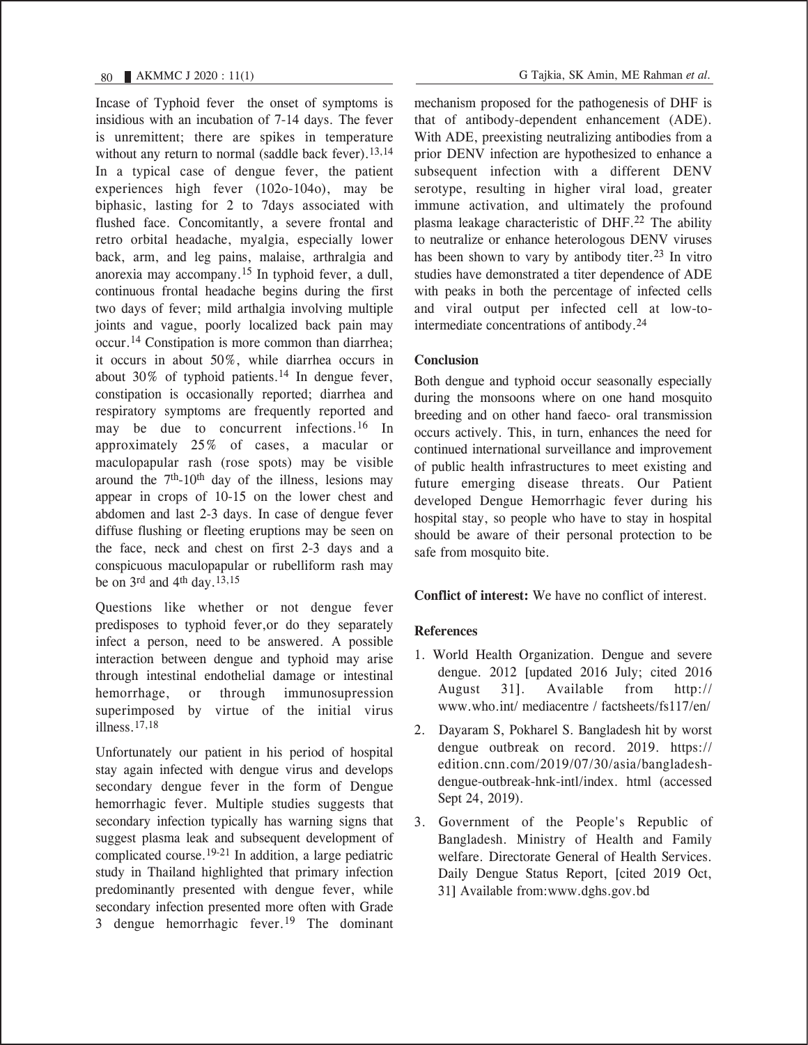Incase of Typhoid fever the onset of symptoms is insidious with an incubation of 7-14 days. The fever is unremittent; there are spikes in temperature without any return to normal (saddle back fever).[13,14] In a typical case of dengue fever, the patient experiences high fever (102o-104o), may be biphasic, lasting for 2 to 7days associated with flushed face. Concomitantly, a severe frontal and retro orbital headache, myalgia, especially lower back, arm, and leg pains, malaise, arthralgia and anorexia may accompany.[15] In typhoid fever, a dull, continuous frontal headache begins during the first two days of fever; mild arthalgia involving multiple joints and vague, poorly localized back pain may occur.[14] Constipation is more common than diarrhea; it occurs in about 50%, while diarrhea occurs in about 30% of typhoid patients.[14] In dengue fever, constipation is occasionally reported; diarrhea and respiratory symptoms are frequently reported and may be due to concurrent infections.[16] In approximately 25% of cases, a macular or maculopapular rash (rose spots) may be visible around the 7th-10th day of the illness, lesions may appear in crops of 10-15 on the lower chest and abdomen and last 2-3 days. In case of dengue fever diffuse flushing or fleeting eruptions may be seen on the face, neck and chest on first 2-3 days and a conspicuous maculopapular or rubelliform rash may be on 3rd and 4th day.[13,15]

Questions like whether or not dengue fever predisposes to typhoid fever,or do they separately infect a person, need to be answered. A possible interaction between dengue and typhoid may arise through intestinal endothelial damage or intestinal hemorrhage, or through immunosupression superimposed by virtue of the initial virus illness.[17,18]

Unfortunately our patient in his period of hospital stay again infected with dengue virus and develops secondary dengue fever in the form of Dengue hemorrhagic fever. Multiple studies suggests that secondary infection typically has warning signs that suggest plasma leak and subsequent development of complicated course.[19-21] In addition, a large pediatric study in Thailand highlighted that primary infection predominantly presented with dengue fever, while secondary infection presented more often with Grade 3 dengue hemorrhagic fever.[19] The dominant mechanism proposed for the pathogenesis of DHF is that of antibody-dependent enhancement (ADE). With ADE, preexisting neutralizing antibodies from a prior DENV infection are hypothesized to enhance a subsequent infection with a different DENV serotype, resulting in higher viral load, greater immune activation, and ultimately the profound plasma leakage characteristic of DHF.[22] The ability to neutralize or enhance heterologous DENV viruses has been shown to vary by antibody titer.[23] In vitro studies have demonstrated a titer dependence of ADE with peaks in both the percentage of infected cells and viral output per infected cell at low-to-intermediate concentrations of antibody.[24]

## Conclusion

Both dengue and typhoid occur seasonally especially during the monsoons where on one hand mosquito breeding and on other hand faeco- oral transmission occurs actively. This, in turn, enhances the need for continued international surveillance and improvement of public health infrastructures to meet existing and future emerging disease threats. Our Patient developed Dengue Hemorrhagic fever during his hospital stay, so people who have to stay in hospital should be aware of their personal protection to be safe from mosquito bite.

**Conflict of interest:** We have no conflict of interest.

## References

1. World Health Organization. Dengue and severe dengue. 2012 [updated 2016 July; cited 2016 August 31]. Available from http:// www.who.int/ mediacentre / factsheets/fs117/en/
2. Dayaram S, Pokharel S. Bangladesh hit by worst dengue outbreak on record. 2019. https:// edition.cnn.com/2019/07/30/asia/bangladesh-dengue-outbreak-hnk-intl/index. html (accessed Sept 24, 2019).
3. Government of the People's Republic of Bangladesh. Ministry of Health and Family welfare. Directorate General of Health Services. Daily Dengue Status Report, [cited 2019 Oct, 31] Available from:www.dghs.gov.bd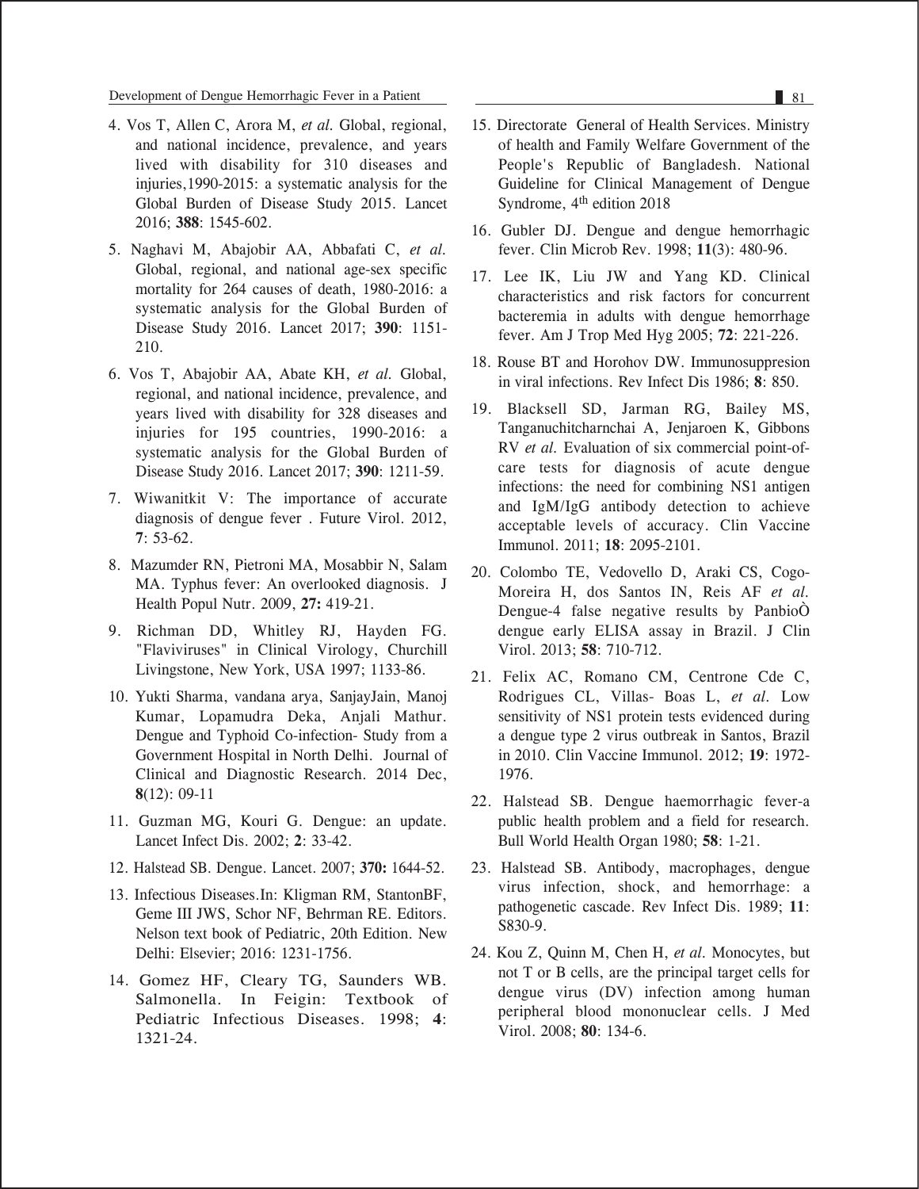4. Vos T, Allen C, Arora M, *et al.* Global, regional, and national incidence, prevalence, and years lived with disability for 310 diseases and injuries,1990-2015: a systematic analysis for the Global Burden of Disease Study 2015. Lancet 2016; **388**: 1545-602.

5. Naghavi M, Abajobir AA, Abbafati C, *et al.* Global, regional, and national age-sex specific mortality for 264 causes of death, 1980-2016: a systematic analysis for the Global Burden of Disease Study 2016. Lancet 2017; **390**: 1151-210.

6. Vos T, Abajobir AA, Abate KH, *et al.* Global, regional, and national incidence, prevalence, and years lived with disability for 328 diseases and injuries for 195 countries, 1990-2016: a systematic analysis for the Global Burden of Disease Study 2016. Lancet 2017; **390**: 1211-59.

7. Wiwanitkit V: The importance of accurate diagnosis of dengue fever . Future Virol. 2012, **7**: 53-62.

8. Mazumder RN, Pietroni MA, Mosabbir N, Salam MA. Typhus fever: An overlooked diagnosis. J Health Popul Nutr. 2009, **27:** 419-21.

9. Richman DD, Whitley RJ, Hayden FG. "Flaviviruses" in Clinical Virology, Churchill Livingstone, New York, USA 1997; 1133-86.

10. Yukti Sharma, vandana arya, SanjayJain, Manoj Kumar, Lopamudra Deka, Anjali Mathur. Dengue and Typhoid Co-infection- Study from a Government Hospital in North Delhi. Journal of Clinical and Diagnostic Research. 2014 Dec, **8**(12): 09-11

11. Guzman MG, Kouri G. Dengue: an update. Lancet Infect Dis. 2002; **2**: 33-42.

12. Halstead SB. Dengue. Lancet. 2007; **370:** 1644-52.

13. Infectious Diseases.In: Kligman RM, StantonBF, Geme III JWS, Schor NF, Behrman RE. Editors. Nelson text book of Pediatric, 20th Edition. New Delhi: Elsevier; 2016: 1231-1756.

14. Gomez HF, Cleary TG, Saunders WB. Salmonella. In Feigin: Textbook of Pediatric Infectious Diseases. 1998; **4**: 1321-24.

15. Directorate General of Health Services. Ministry of health and Family Welfare Government of the People's Republic of Bangladesh. National Guideline for Clinical Management of Dengue Syndrome, 4th edition 2018

16. Gubler DJ. Dengue and dengue hemorrhagic fever. Clin Microb Rev. 1998; **11**(3): 480-96.

17. Lee IK, Liu JW and Yang KD. Clinical characteristics and risk factors for concurrent bacteremia in adults with dengue hemorrhage fever. Am J Trop Med Hyg 2005; **72**: 221-226.

18. Rouse BT and Horohov DW. Immunosuppresion in viral infections. Rev Infect Dis 1986; **8**: 850.

19. Blacksell SD, Jarman RG, Bailey MS, Tanganuchitcharnchai A, Jenjaroen K, Gibbons RV *et al.* Evaluation of six commercial point-of-care tests for diagnosis of acute dengue infections: the need for combining NS1 antigen and IgM/IgG antibody detection to achieve acceptable levels of accuracy. Clin Vaccine Immunol. 2011; **18**: 2095-2101.

20. Colombo TE, Vedovello D, Araki CS, Cogo-Moreira H, dos Santos IN, Reis AF *et al.* Dengue-4 false negative results by PanbioÒ dengue early ELISA assay in Brazil. J Clin Virol. 2013; **58**: 710-712.

21. Felix AC, Romano CM, Centrone Cde C, Rodrigues CL, Villas- Boas L, *et al.* Low sensitivity of NS1 protein tests evidenced during a dengue type 2 virus outbreak in Santos, Brazil in 2010. Clin Vaccine Immunol. 2012; **19**: 1972-1976.

22. Halstead SB. Dengue haemorrhagic fever-a public health problem and a field for research. Bull World Health Organ 1980; **58**: 1-21.

23. Halstead SB. Antibody, macrophages, dengue virus infection, shock, and hemorrhage: a pathogenetic cascade. Rev Infect Dis. 1989; **11**: S830-9.

24. Kou Z, Quinn M, Chen H, *et al.* Monocytes, but not T or B cells, are the principal target cells for dengue virus (DV) infection among human peripheral blood mononuclear cells. J Med Virol. 2008; **80**: 134-6.